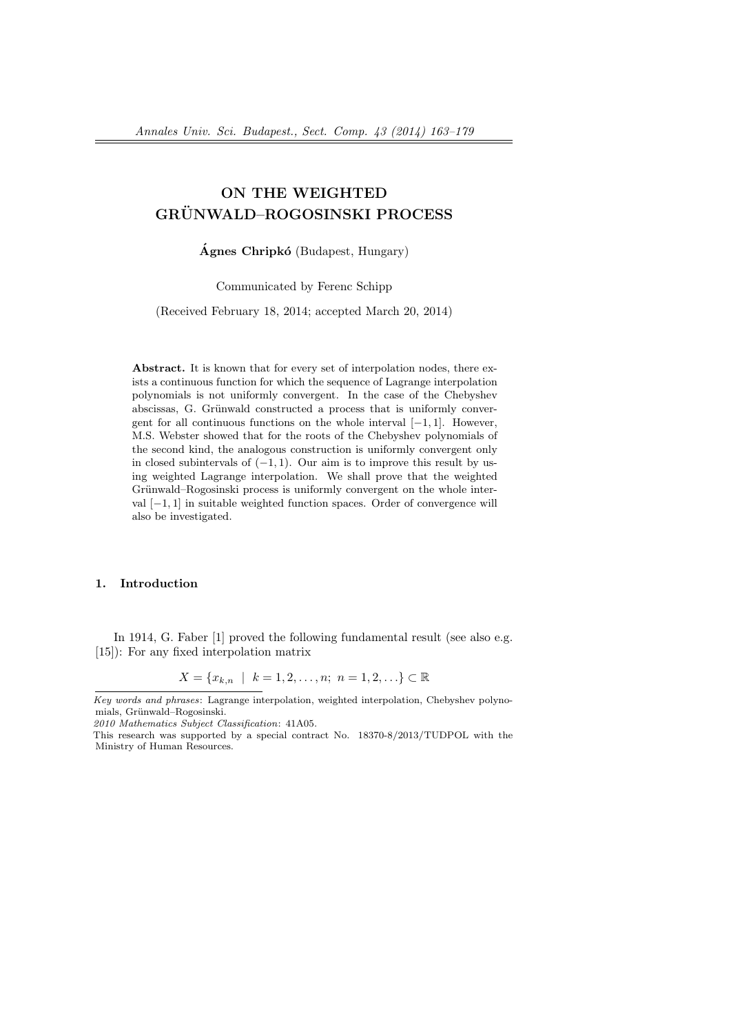# ON THE WEIGHTED GRÜNWALD–ROGOSINSKI PROCESS

**Ágnes Chripkó** (Budapest, Hungary)

Communicated by Ferenc Schipp

(Received February 18, 2014; accepted March 20, 2014)

**Abstract.** It is known that for every set of interpolation nodes, there exists a continuous function for which the sequence of Lagrange interpolation polynomials is not uniformly convergent. In the case of the Chebyshev abscissas, G. Grünwald constructed a process that is uniformly convergent for all continuous functions on the whole interval $[-1, 1]$. However, M.S. Webster showed that for the roots of the Chebyshev polynomials of the second kind, the analogous construction is uniformly convergent only in closed subintervals of $(-1, 1)$. Our aim is to improve this result by using weighted Lagrange interpolation. We shall prove that the weighted Grünwald–Rogosinski process is uniformly convergent on the whole interval $[-1, 1]$ in suitable weighted function spaces. Order of convergence will also be investigated.

## 1. Introduction

In 1914, G. Faber [1] proved the following fundamental result (see also e.g. [15]): For any fixed interpolation matrix

$$X = \{x_{k,n} \mid k = 1, 2, \ldots, n;\ n = 1, 2, \ldots\} \subset \mathbb{R}$$

---

*Key words and phrases*: Lagrange interpolation, weighted interpolation, Chebyshev polynomials, Grünwald–Rogosinski.

*2010 Mathematics Subject Classification*: 41A05.

This research was supported by a special contract No. 18370-8/2013/TUDPOL with the Ministry of Human Resources.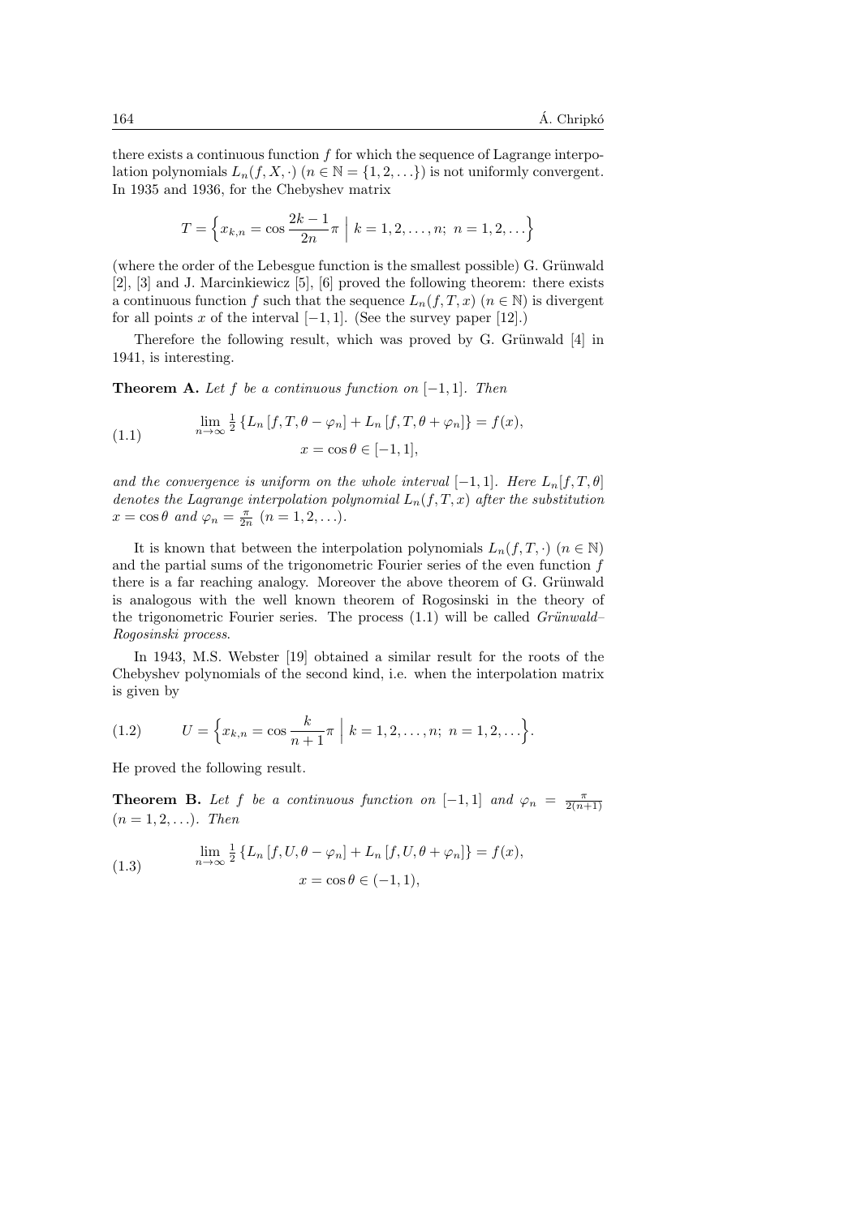there exists a continuous function $f$ for which the sequence of Lagrange interpolation polynomials $L_n(f, X, \cdot)$ $(n \in \mathbb{N} = \{1, 2, \ldots\})$ is not uniformly convergent. In 1935 and 1936, for the Chebyshev matrix

$$T = \Big\{ x_{k,n} = \cos \frac{2k-1}{2n}\pi \;\Big|\; k = 1, 2, \ldots, n;\; n = 1, 2, \ldots \Big\}$$

(where the order of the Lebesgue function is the smallest possible) G. Grünwald [2], [3] and J. Marcinkiewicz [5], [6] proved the following theorem: there exists a continuous function $f$ such that the sequence $L_n(f, T, x)$ $(n \in \mathbb{N})$ is divergent for all points $x$ of the interval $[-1, 1]$. (See the survey paper [12].)

Therefore the following result, which was proved by G. Grünwald [4] in 1941, is interesting.

**Theorem A.** *Let $f$ be a continuous function on $[-1, 1]$. Then*

$$\lim_{n\to\infty} \tfrac{1}{2}\left\{ L_n\left[f, T, \theta - \varphi_n\right] + L_n\left[f, T, \theta + \varphi_n\right] \right\} = f(x), \qquad x = \cos\theta \in [-1, 1], \tag{1.1}$$

*and the convergence is uniform on the whole interval $[-1, 1]$. Here $L_n[f, T, \theta]$ denotes the Lagrange interpolation polynomial $L_n(f, T, x)$ after the substitution $x = \cos\theta$ and $\varphi_n = \frac{\pi}{2n}$ $(n = 1, 2, \ldots)$.*

It is known that between the interpolation polynomials $L_n(f, T, \cdot)$ $(n \in \mathbb{N})$ and the partial sums of the trigonometric Fourier series of the even function $f$ there is a far reaching analogy. Moreover the above theorem of G. Grünwald is analogous with the well known theorem of Rogosinski in the theory of the trigonometric Fourier series. The process (1.1) will be called *Grünwald–Rogosinski process*.

In 1943, M.S. Webster [19] obtained a similar result for the roots of the Chebyshev polynomials of the second kind, i.e. when the interpolation matrix is given by

$$U = \Big\{ x_{k,n} = \cos \frac{k}{n+1}\pi \;\Big|\; k = 1, 2, \ldots, n;\; n = 1, 2, \ldots \Big\}. \tag{1.2}$$

He proved the following result.

**Theorem B.** *Let $f$ be a continuous function on $[-1, 1]$ and $\varphi_n = \frac{\pi}{2(n+1)}$ $(n = 1, 2, \ldots)$. Then*

$$\lim_{n\to\infty} \tfrac{1}{2}\left\{ L_n\left[f, U, \theta - \varphi_n\right] + L_n\left[f, U, \theta + \varphi_n\right] \right\} = f(x), \qquad x = \cos\theta \in (-1, 1), \tag{1.3}$$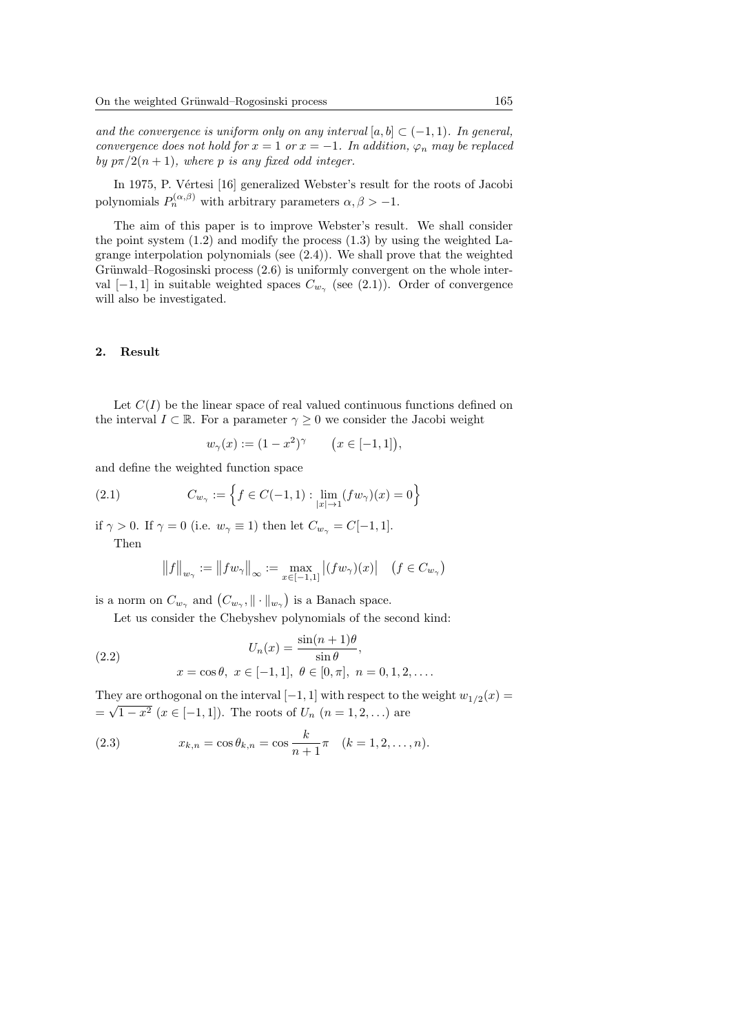*and the convergence is uniform only on any interval $[a,b] \subset (-1,1)$. In general, convergence does not hold for $x=1$ or $x=-1$. In addition, $\varphi_n$ may be replaced by $p\pi/2(n+1)$, where $p$ is any fixed odd integer.*

In 1975, P. Vértesi [16] generalized Webster's result for the roots of Jacobi polynomials $P_n^{(\alpha,\beta)}$ with arbitrary parameters $\alpha, \beta > -1$.

The aim of this paper is to improve Webster's result. We shall consider the point system (1.2) and modify the process (1.3) by using the weighted Lagrange interpolation polynomials (see (2.4)). We shall prove that the weighted Grünwald–Rogosinski process (2.6) is uniformly convergent on the whole interval $[-1,1]$ in suitable weighted spaces $C_{w_\gamma}$ (see (2.1)). Order of convergence will also be investigated.

## 2. Result

Let $C(I)$ be the linear space of real valued continuous functions defined on the interval $I \subset \mathbb{R}$. For a parameter $\gamma \geq 0$ we consider the Jacobi weight

$$w_\gamma(x) := (1-x^2)^\gamma \qquad \big(x \in [-1,1]\big),$$

and define the weighted function space

$$C_{w_\gamma} := \Big\{ f \in C(-1,1) : \lim_{|x|\to 1} (fw_\gamma)(x) = 0 \Big\} \tag{2.1}$$

if $\gamma > 0$. If $\gamma = 0$ (i.e. $w_\gamma \equiv 1$) then let $C_{w_\gamma} = C[-1,1]$.

Then

$$\|f\|_{w_\gamma} := \|fw_\gamma\|_\infty := \max_{x\in[-1,1]} \big|(fw_\gamma)(x)\big| \quad \big(f \in C_{w_\gamma}\big)$$

is a norm on $C_{w_\gamma}$ and $\big(C_{w_\gamma}, \|\cdot\|_{w_\gamma}\big)$ is a Banach space.

Let us consider the Chebyshev polynomials of the second kind:

$$U_n(x) = \frac{\sin(n+1)\theta}{\sin\theta}, \tag{2.2}$$
$$x = \cos\theta,\ x \in [-1,1],\ \theta \in [0,\pi],\ n = 0,1,2,\ldots.$$

They are orthogonal on the interval $[-1,1]$ with respect to the weight $w_{1/2}(x) = \sqrt{1-x^2}$ $(x \in [-1,1])$. The roots of $U_n$ $(n = 1,2,\ldots)$ are

$$x_{k,n} = \cos\theta_{k,n} = \cos\frac{k}{n+1}\pi \quad (k = 1,2,\ldots,n). \tag{2.3}$$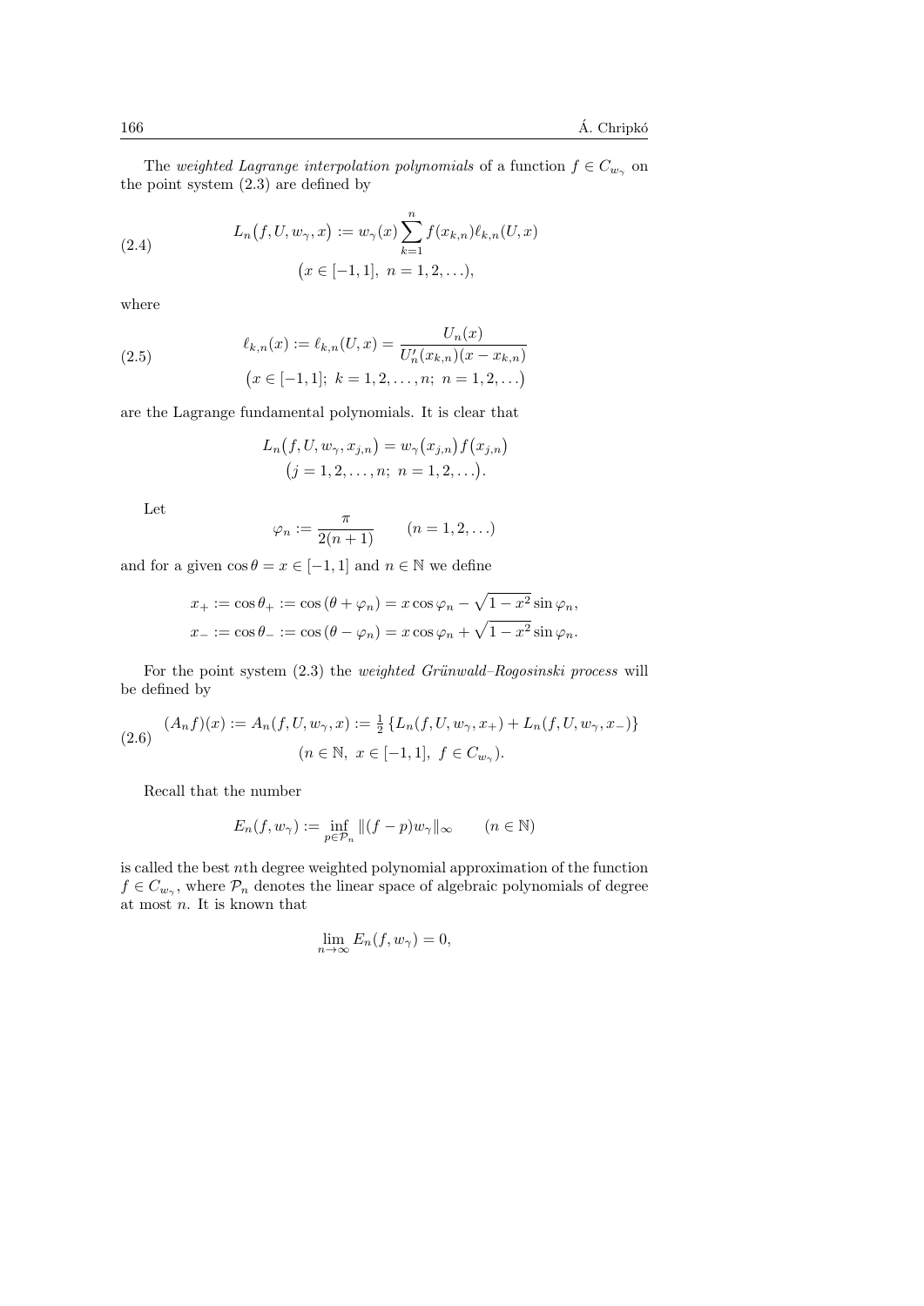The *weighted Lagrange interpolation polynomials* of a function $f \in C_{w_\gamma}$ on the point system (2.3) are defined by

$$L_n\big(f, U, w_\gamma, x\big) := w_\gamma(x) \sum_{k=1}^{n} f(x_{k,n}) \ell_{k,n}(U, x) \tag{2.4}$$

$$\big(x \in [-1,1],\ n = 1, 2, \dots\big),$$

where

$$\ell_{k,n}(x) := \ell_{k,n}(U, x) = \frac{U_n(x)}{U_n'(x_{k,n})(x - x_{k,n})} \tag{2.5}$$

$$\big(x \in [-1,1];\ k = 1, 2, \dots, n;\ n = 1, 2, \dots\big)$$

are the Lagrange fundamental polynomials. It is clear that

$$L_n\big(f, U, w_\gamma, x_{j,n}\big) = w_\gamma\big(x_{j,n}\big) f\big(x_{j,n}\big)$$

$$\big(j = 1, 2, \dots, n;\ n = 1, 2, \dots\big).$$

Let

$$\varphi_n := \frac{\pi}{2(n+1)} \qquad (n = 1, 2, \dots)$$

and for a given $\cos\theta = x \in [-1,1]$ and $n \in \mathbb{N}$ we define

$$x_+ := \cos\theta_+ := \cos(\theta + \varphi_n) = x \cos\varphi_n - \sqrt{1 - x^2} \sin\varphi_n,$$

$$x_- := \cos\theta_- := \cos(\theta - \varphi_n) = x \cos\varphi_n + \sqrt{1 - x^2} \sin\varphi_n.$$

For the point system (2.3) the *weighted Grünwald–Rogosinski process* will be defined by

$$(A_n f)(x) := A_n(f, U, w_\gamma, x) := \tfrac{1}{2}\left\{L_n(f, U, w_\gamma, x_+) + L_n(f, U, w_\gamma, x_-)\right\} \tag{2.6}$$

$$(n \in \mathbb{N},\ x \in [-1,1],\ f \in C_{w_\gamma}).$$

Recall that the number

$$E_n(f, w_\gamma) := \inf_{p \in \mathcal{P}_n} \|(f - p) w_\gamma\|_\infty \qquad (n \in \mathbb{N})$$

is called the best $n$th degree weighted polynomial approximation of the function $f \in C_{w_\gamma}$, where $\mathcal{P}_n$ denotes the linear space of algebraic polynomials of degree at most $n$. It is known that

$$\lim_{n \to \infty} E_n(f, w_\gamma) = 0,$$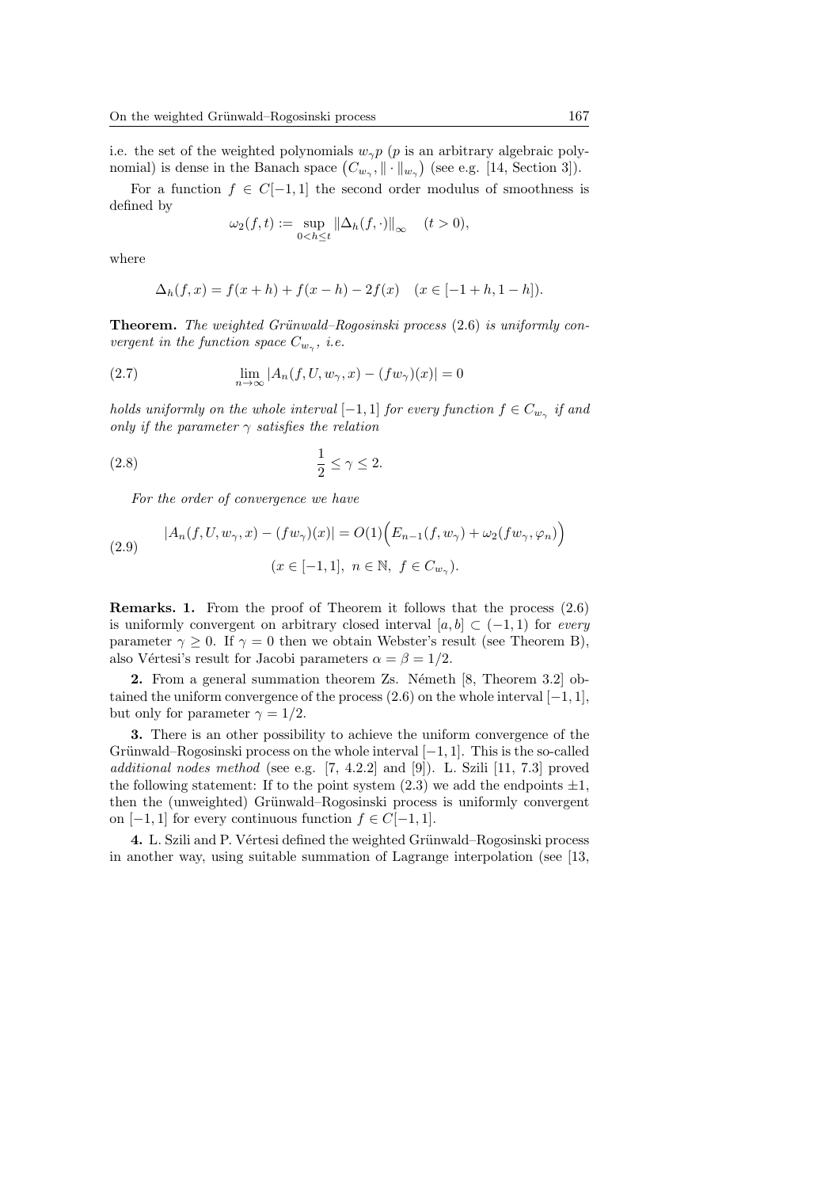i.e. the set of the weighted polynomials $w_\gamma p$ ($p$ is an arbitrary algebraic polynomial) is dense in the Banach space $\left(C_{w_\gamma}, \|\cdot\|_{w_\gamma}\right)$ (see e.g. [14, Section 3]).

For a function $f \in C[-1,1]$ the second order modulus of smoothness is defined by

$$\omega_2(f,t) := \sup_{0<h\leq t} \|\Delta_h(f,\cdot)\|_\infty \quad (t>0),$$

where

$$\Delta_h(f,x) = f(x+h) + f(x-h) - 2f(x) \quad (x \in [-1+h, 1-h]).$$

**Theorem.** *The weighted Grünwald–Rogosinski process* (2.6) *is uniformly convergent in the function space $C_{w_\gamma}$, i.e.*

$$\lim_{n\to\infty} |A_n(f,U,w_\gamma,x) - (fw_\gamma)(x)| = 0 \tag{2.7}$$

*holds uniformly on the whole interval $[-1,1]$ for every function $f \in C_{w_\gamma}$ if and only if the parameter $\gamma$ satisfies the relation*

$$\frac{1}{2} \leq \gamma \leq 2. \tag{2.8}$$

*For the order of convergence we have*

$$|A_n(f,U,w_\gamma,x) - (fw_\gamma)(x)| = O(1)\Big(E_{n-1}(f,w_\gamma) + \omega_2(fw_\gamma,\varphi_n)\Big) \tag{2.9}$$
$$(x \in [-1,1],\ n \in \mathbb{N},\ f \in C_{w_\gamma}).$$

**Remarks. 1.** From the proof of Theorem it follows that the process (2.6) is uniformly convergent on arbitrary closed interval $[a,b] \subset (-1,1)$ for *every* parameter $\gamma \geq 0$. If $\gamma = 0$ then we obtain Webster's result (see Theorem B), also Vértesi's result for Jacobi parameters $\alpha = \beta = 1/2$.

**2.** From a general summation theorem Zs. Németh [8, Theorem 3.2] obtained the uniform convergence of the process (2.6) on the whole interval $[-1,1]$, but only for parameter $\gamma = 1/2$.

**3.** There is an other possibility to achieve the uniform convergence of the Grünwald–Rogosinski process on the whole interval $[-1,1]$. This is the so-called *additional nodes method* (see e.g. [7, 4.2.2] and [9]). L. Szili [11, 7.3] proved the following statement: If to the point system (2.3) we add the endpoints $\pm 1$, then the (unweighted) Grünwald–Rogosinski process is uniformly convergent on $[-1,1]$ for every continuous function $f \in C[-1,1]$.

**4.** L. Szili and P. Vértesi defined the weighted Grünwald–Rogosinski process in another way, using suitable summation of Lagrange interpolation (see [13,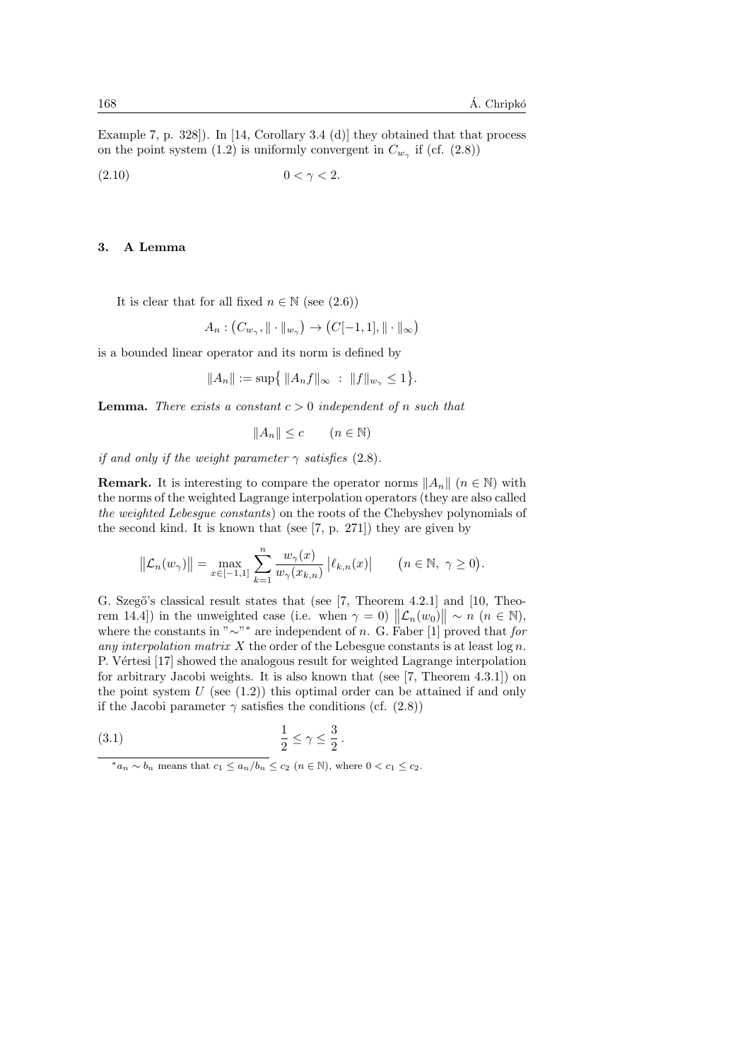Example 7, p. 328]). In [14, Corollary 3.4 (d)] they obtained that that process on the point system (1.2) is uniformly convergent in $C_{w_\gamma}$ if (cf. (2.8))

$$0 < \gamma < 2. \tag{2.10}$$

### 3. A Lemma

It is clear that for all fixed $n \in \mathbb{N}$ (see (2.6))

$$A_n : \big(C_{w_\gamma}, \|\cdot\|_{w_\gamma}\big) \to \big(C[-1,1], \|\cdot\|_\infty\big)$$

is a bounded linear operator and its norm is defined by

$$\|A_n\| := \sup\big\{ \, \|A_n f\|_\infty \; : \; \|f\|_{w_\gamma} \le 1 \big\}.$$

**Lemma.** *There exists a constant $c > 0$ independent of $n$ such that*

$$\|A_n\| \le c \qquad (n \in \mathbb{N})$$

*if and only if the weight parameter $\gamma$ satisfies* (2.8).

**Remark.** It is interesting to compare the operator norms $\|A_n\|$ $(n \in \mathbb{N})$ with the norms of the weighted Lagrange interpolation operators (they are also called *the weighted Lebesgue constants*) on the roots of the Chebyshev polynomials of the second kind. It is known that (see [7, p. 271]) they are given by

$$\big\|\mathcal{L}_n(w_\gamma)\big\| = \max_{x \in [-1,1]} \sum_{k=1}^{n} \frac{w_\gamma(x)}{w_\gamma(x_{k,n})} \, \big|\ell_{k,n}(x)\big| \qquad \big(n \in \mathbb{N}, \ \gamma \ge 0\big).$$

G. Szegő's classical result states that (see [7, Theorem 4.2.1] and [10, Theorem 14.4]) in the unweighted case (i.e. when $\gamma = 0$) $\big\|\mathcal{L}_n(w_0)\big\| \sim n$ $(n \in \mathbb{N})$, where the constants in "$\sim$"[*] are independent of $n$. G. Faber [1] proved that *for any interpolation matrix $X$* the order of the Lebesgue constants is at least $\log n$. P. Vértesi [17] showed the analogous result for weighted Lagrange interpolation for arbitrary Jacobi weights. It is also known that (see [7, Theorem 4.3.1]) on the point system $U$ (see (1.2)) this optimal order can be attained if and only if the Jacobi parameter $\gamma$ satisfies the conditions (cf. (2.8))

$$\frac{1}{2} \le \gamma \le \frac{3}{2}\,. \tag{3.1}$$

[*] $a_n \sim b_n$ means that $c_1 \le a_n/b_n \le c_2$ $(n \in \mathbb{N})$, where $0 < c_1 \le c_2$.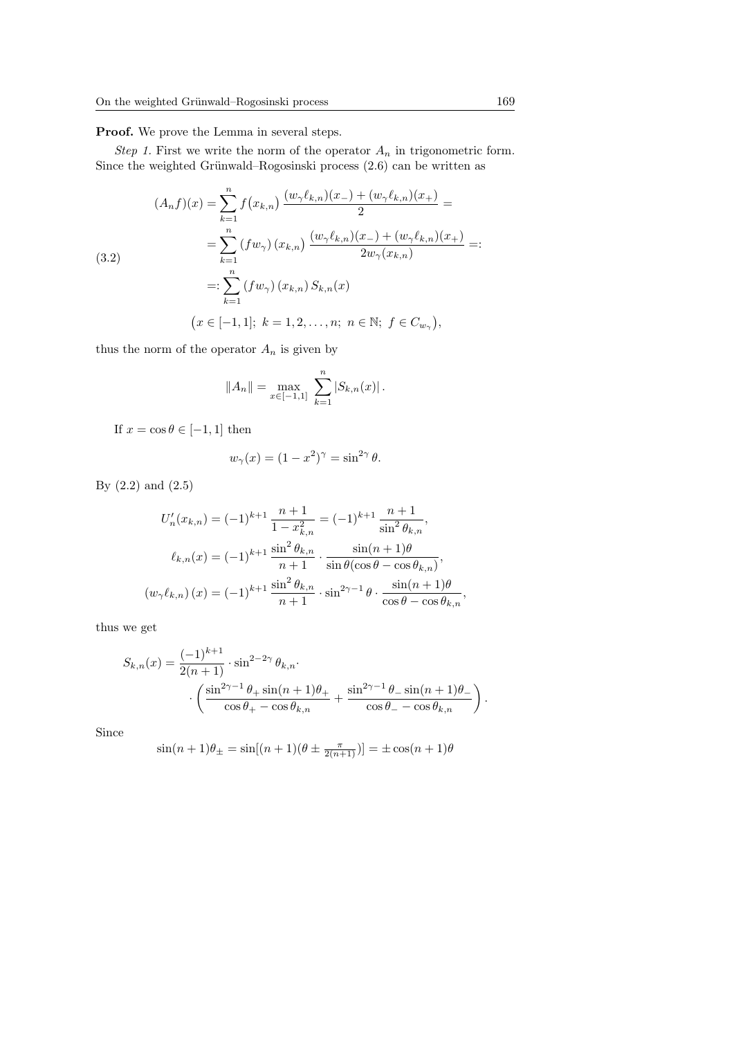**Proof.** We prove the Lemma in several steps.

*Step 1.* First we write the norm of the operator $A_n$ in trigonometric form. Since the weighted Grünwald–Rogosinski process (2.6) can be written as

$$
\begin{aligned}
(A_n f)(x) &= \sum_{k=1}^{n} f\big(x_{k,n}\big)\, \frac{(w_\gamma \ell_{k,n})(x_-) + (w_\gamma \ell_{k,n})(x_+)}{2} = \\
&= \sum_{k=1}^{n} \left(f w_\gamma\right)(x_{k,n})\, \frac{(w_\gamma \ell_{k,n})(x_-) + (w_\gamma \ell_{k,n})(x_+)}{2 w_\gamma(x_{k,n})} =: \\
&=: \sum_{k=1}^{n} \left(f w_\gamma\right)(x_{k,n})\, S_{k,n}(x) \\
&\big(x \in [-1,1];\ k = 1,2,\ldots,n;\ n \in \mathbb{N};\ f \in C_{w_\gamma}\big),
\end{aligned}
\tag{3.2}
$$

thus the norm of the operator $A_n$ is given by

$$
\|A_n\| = \max_{x \in [-1,1]} \sum_{k=1}^{n} \left|S_{k,n}(x)\right|.
$$

If $x = \cos\theta \in [-1,1]$ then

$$
w_\gamma(x) = (1-x^2)^\gamma = \sin^{2\gamma}\theta.
$$

By (2.2) and (2.5)

$$
\begin{aligned}
U_n'(x_{k,n}) &= (-1)^{k+1}\, \frac{n+1}{1-x_{k,n}^2} = (-1)^{k+1}\, \frac{n+1}{\sin^2\theta_{k,n}}, \\
\ell_{k,n}(x) &= (-1)^{k+1}\, \frac{\sin^2\theta_{k,n}}{n+1} \cdot \frac{\sin(n+1)\theta}{\sin\theta(\cos\theta - \cos\theta_{k,n})}, \\
\left(w_\gamma \ell_{k,n}\right)(x) &= (-1)^{k+1}\, \frac{\sin^2\theta_{k,n}}{n+1} \cdot \sin^{2\gamma-1}\theta \cdot \frac{\sin(n+1)\theta}{\cos\theta - \cos\theta_{k,n}},
\end{aligned}
$$

thus we get

$$
\begin{aligned}
S_{k,n}(x) = \frac{(-1)^{k+1}}{2(n+1)} \cdot \sin^{2-2\gamma}\theta_{k,n} \cdot \\
\cdot \left( \frac{\sin^{2\gamma-1}\theta_+ \sin(n+1)\theta_+}{\cos\theta_+ - \cos\theta_{k,n}} + \frac{\sin^{2\gamma-1}\theta_- \sin(n+1)\theta_-}{\cos\theta_- - \cos\theta_{k,n}} \right).
\end{aligned}
$$

Since

$$
\sin(n+1)\theta_\pm = \sin[(n+1)(\theta \pm \tfrac{\pi}{2(n+1)})] = \pm\cos(n+1)\theta
$$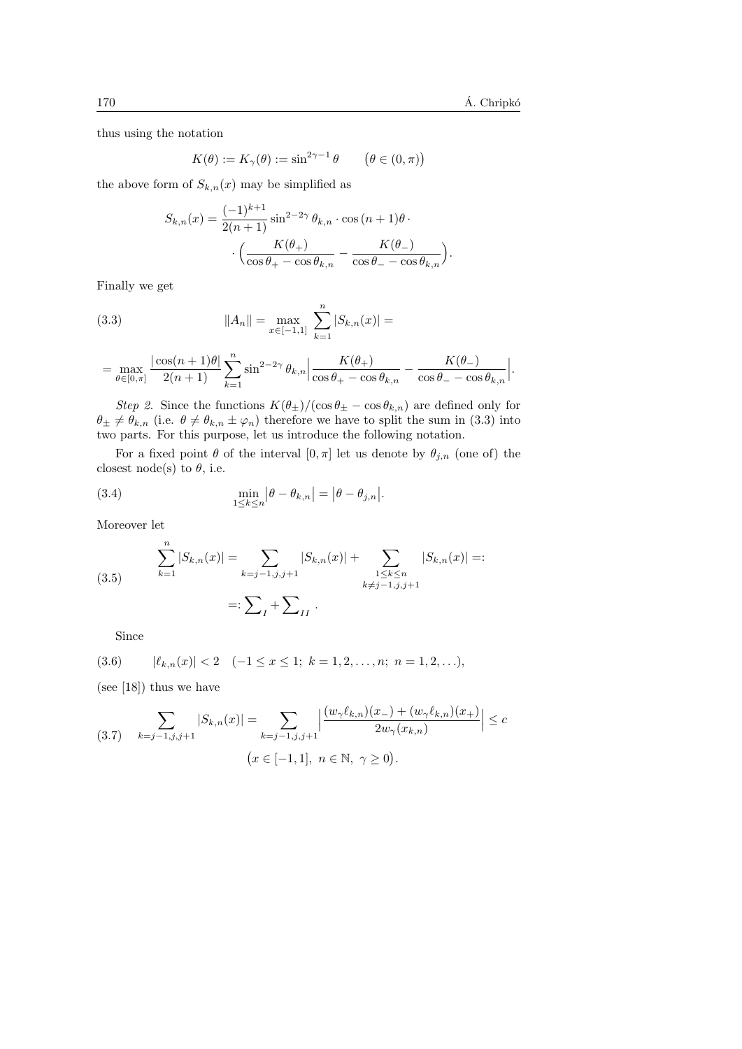thus using the notation

$$K(\theta) := K_\gamma(\theta) := \sin^{2\gamma-1}\theta \qquad \big(\theta \in (0,\pi)\big)$$

the above form of $S_{k,n}(x)$ may be simplified as

$$S_{k,n}(x) = \frac{(-1)^{k+1}}{2(n+1)} \sin^{2-2\gamma}\theta_{k,n} \cdot \cos{(n+1)\theta} \cdot \cdot \Big( \frac{K(\theta_+)}{\cos\theta_+ - \cos\theta_{k,n}} - \frac{K(\theta_-)}{\cos\theta_- - \cos\theta_{k,n}} \Big).$$

Finally we get

$$\|A_n\| = \max_{x\in[-1,1]} \sum_{k=1}^{n} |S_{k,n}(x)| = \tag{3.3}$$

$$= \max_{\theta\in[0,\pi]} \frac{|\cos(n+1)\theta|}{2(n+1)} \sum_{k=1}^{n} \sin^{2-2\gamma}\theta_{k,n} \Big| \frac{K(\theta_+)}{\cos\theta_+ - \cos\theta_{k,n}} - \frac{K(\theta_-)}{\cos\theta_- - \cos\theta_{k,n}} \Big|.$$

*Step 2.* Since the functions $K(\theta_\pm)/(\cos\theta_\pm - \cos\theta_{k,n})$ are defined only for $\theta_\pm \neq \theta_{k,n}$ (i.e. $\theta \neq \theta_{k,n} \pm \varphi_n$) therefore we have to split the sum in (3.3) into two parts. For this purpose, let us introduce the following notation.

For a fixed point $\theta$ of the interval $[0,\pi]$ let us denote by $\theta_{j,n}$ (one of) the closest node(s) to $\theta$, i.e.

$$\min_{1\le k\le n} \big|\theta - \theta_{k,n}\big| = \big|\theta - \theta_{j,n}\big|. \tag{3.4}$$

Moreover let

$$\sum_{k=1}^{n} |S_{k,n}(x)| = \sum_{k=j-1,j,j+1} |S_{k,n}(x)| + \sum_{\substack{1\le k\le n\\ k\neq j-1,j,j+1}} |S_{k,n}(x)| =: \;=: \sum\nolimits_{I} + \sum\nolimits_{II}. \tag{3.5}$$

Since

$$|\ell_{k,n}(x)| < 2 \quad (-1 \le x \le 1;\ k = 1,2,\ldots,n;\ n = 1,2,\ldots), \tag{3.6}$$

(see [18]) thus we have

$$\sum_{k=j-1,j,j+1} |S_{k,n}(x)| = \sum_{k=j-1,j,j+1} \Big| \frac{(w_\gamma \ell_{k,n})(x_-) + (w_\gamma \ell_{k,n})(x_+)}{2w_\gamma(x_{k,n})} \Big| \le c \qquad \big(x \in [-1,1],\ n \in \mathbb{N},\ \gamma \ge 0\big). \tag{3.7}$$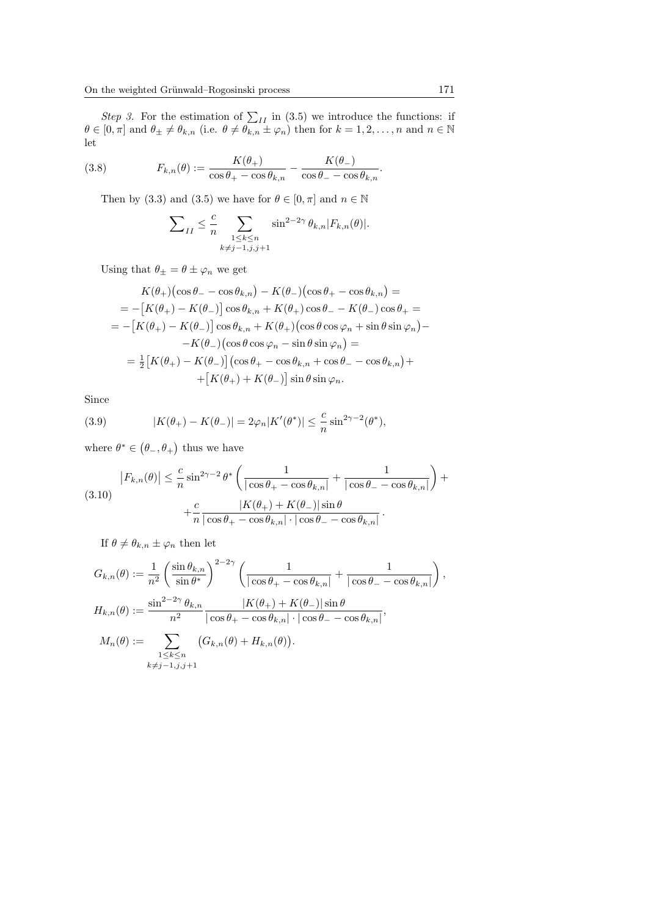*Step 3.* For the estimation of $\sum_{II}$ in (3.5) we introduce the functions: if $\theta \in [0, \pi]$ and $\theta_\pm \neq \theta_{k,n}$ (i.e. $\theta \neq \theta_{k,n} \pm \varphi_n$) then for $k = 1, 2, \ldots, n$ and $n \in \mathbb{N}$ let

$$F_{k,n}(\theta) := \frac{K(\theta_+)}{\cos\theta_+ - \cos\theta_{k,n}} - \frac{K(\theta_-)}{\cos\theta_- - \cos\theta_{k,n}}. \tag{3.8}$$

Then by (3.3) and (3.5) we have for $\theta \in [0, \pi]$ and $n \in \mathbb{N}$

$$\sum\nolimits_{II} \leq \frac{c}{n} \sum_{\substack{1 \leq k \leq n \\ k \neq j-1, j, j+1}} \sin^{2-2\gamma}\theta_{k,n} |F_{k,n}(\theta)|.$$

Using that $\theta_\pm = \theta \pm \varphi_n$ we get

$$\begin{aligned}
&K(\theta_+)\big(\cos\theta_- - \cos\theta_{k,n}\big) - K(\theta_-)\big(\cos\theta_+ - \cos\theta_{k,n}\big) = \\
&= -\big[K(\theta_+) - K(\theta_-)\big]\cos\theta_{k,n} + K(\theta_+)\cos\theta_- - K(\theta_-)\cos\theta_+ = \\
&= -\big[K(\theta_+) - K(\theta_-)\big]\cos\theta_{k,n} + K(\theta_+)\big(\cos\theta\cos\varphi_n + \sin\theta\sin\varphi_n\big) - \\
&\qquad - K(\theta_-)\big(\cos\theta\cos\varphi_n - \sin\theta\sin\varphi_n\big) = \\
&= \tfrac{1}{2}\big[K(\theta_+) - K(\theta_-)\big]\big(\cos\theta_+ - \cos\theta_{k,n} + \cos\theta_- - \cos\theta_{k,n}\big) + \\
&\qquad + \big[K(\theta_+) + K(\theta_-)\big]\sin\theta\sin\varphi_n.
\end{aligned}$$

Since

$$|K(\theta_+) - K(\theta_-)| = 2\varphi_n |K'(\theta^*)| \leq \frac{c}{n}\sin^{2\gamma-2}(\theta^*), \tag{3.9}$$

where $\theta^* \in \big(\theta_-, \theta_+\big)$ thus we have

$$\begin{aligned}
\big|F_{k,n}(\theta)\big| &\leq \frac{c}{n}\sin^{2\gamma-2}\theta^* \left(\frac{1}{|\cos\theta_+ - \cos\theta_{k,n}|} + \frac{1}{|\cos\theta_- - \cos\theta_{k,n}|}\right) + \\
&\quad + \frac{c}{n}\frac{|K(\theta_+) + K(\theta_-)|\sin\theta}{|\cos\theta_+ - \cos\theta_{k,n}| \cdot |\cos\theta_- - \cos\theta_{k,n}|}.
\end{aligned} \tag{3.10}$$

If $\theta \neq \theta_{k,n} \pm \varphi_n$ then let

$$\begin{aligned}
G_{k,n}(\theta) &:= \frac{1}{n^2}\left(\frac{\sin\theta_{k,n}}{\sin\theta^*}\right)^{2-2\gamma}\left(\frac{1}{|\cos\theta_+ - \cos\theta_{k,n}|} + \frac{1}{|\cos\theta_- - \cos\theta_{k,n}|}\right), \\
H_{k,n}(\theta) &:= \frac{\sin^{2-2\gamma}\theta_{k,n}}{n^2}\frac{|K(\theta_+) + K(\theta_-)|\sin\theta}{|\cos\theta_+ - \cos\theta_{k,n}| \cdot |\cos\theta_- - \cos\theta_{k,n}|}, \\
M_n(\theta) &:= \sum_{\substack{1 \leq k \leq n \\ k \neq j-1, j, j+1}} \big(G_{k,n}(\theta) + H_{k,n}(\theta)\big).
\end{aligned}$$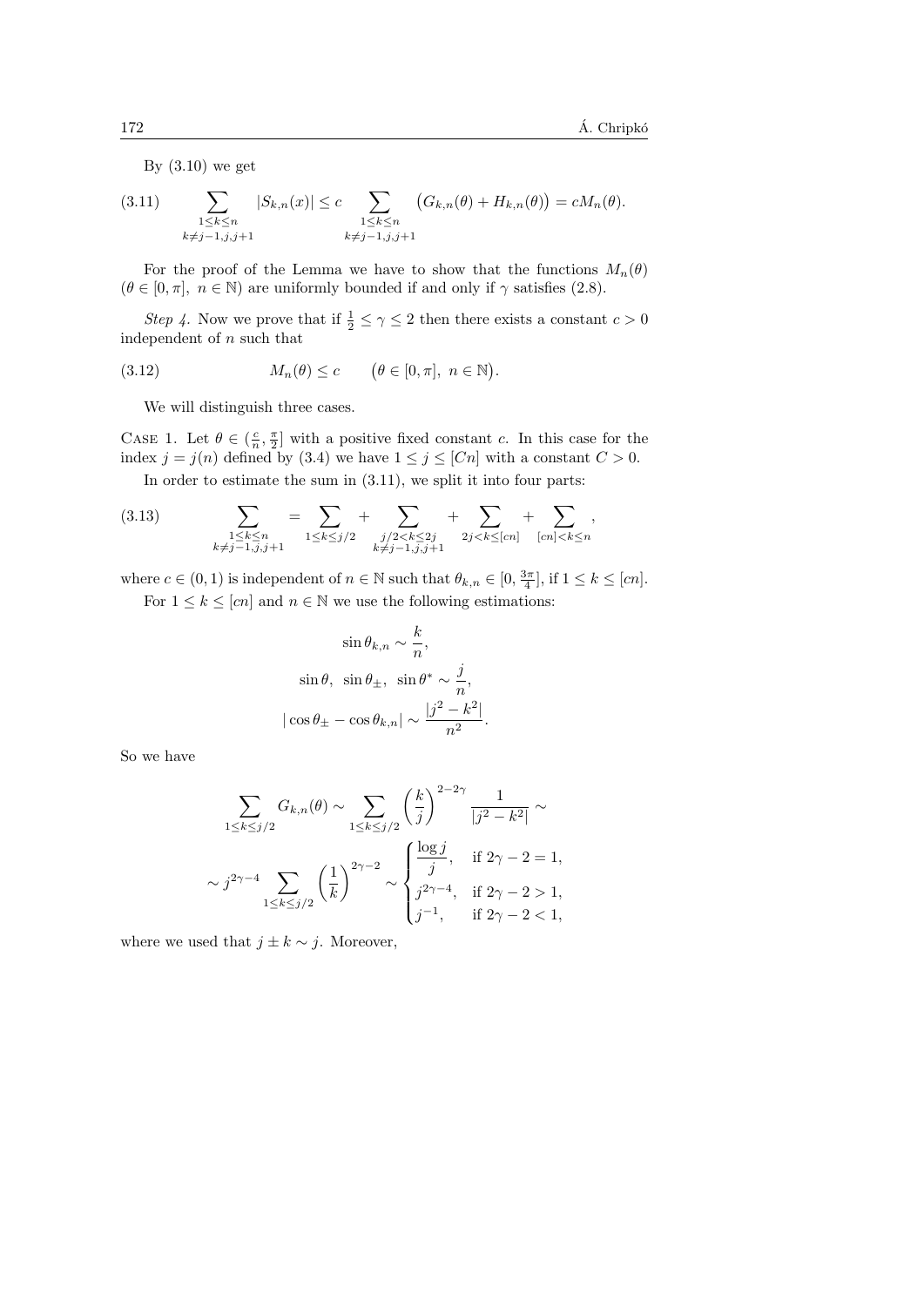By (3.10) we get

$$\sum_{\substack{1\le k\le n\\ k\ne j-1,j,j+1}} |S_{k,n}(x)| \le c \sum_{\substack{1\le k\le n\\ k\ne j-1,j,j+1}} \big(G_{k,n}(\theta)+H_{k,n}(\theta)\big) = cM_n(\theta). \tag{3.11}$$

For the proof of the Lemma we have to show that the functions $M_n(\theta)$ $(\theta\in[0,\pi],\ n\in\mathbb{N})$ are uniformly bounded if and only if $\gamma$ satisfies (2.8).

*Step 4.* Now we prove that if $\frac{1}{2}\le\gamma\le 2$ then there exists a constant $c>0$ independent of $n$ such that

$$M_n(\theta)\le c \qquad \big(\theta\in[0,\pi],\ n\in\mathbb{N}\big). \tag{3.12}$$

We will distinguish three cases.

Case 1. Let $\theta\in(\frac{c}{n},\frac{\pi}{2}]$ with a positive fixed constant $c$. In this case for the index $j=j(n)$ defined by (3.4) we have $1\le j\le[Cn]$ with a constant $C>0$.

In order to estimate the sum in (3.11), we split it into four parts:

$$\sum_{\substack{1\le k\le n\\ k\ne j-1,j,j+1}} = \sum_{1\le k\le j/2} + \sum_{\substack{j/2<k\le 2j\\ k\ne j-1,j,j+1}} + \sum_{2j<k\le[cn]} + \sum_{[cn]<k\le n}, \tag{3.13}$$

where $c\in(0,1)$ is independent of $n\in\mathbb{N}$ such that $\theta_{k,n}\in[0,\frac{3\pi}{4}]$, if $1\le k\le[cn]$.

For $1\le k\le[cn]$ and $n\in\mathbb{N}$ we use the following estimations:

$$\sin\theta_{k,n}\sim\frac{k}{n},$$
$$\sin\theta,\ \sin\theta_{\pm},\ \sin\theta^{*}\sim\frac{j}{n},$$
$$|\cos\theta_{\pm}-\cos\theta_{k,n}|\sim\frac{|j^2-k^2|}{n^2}.$$

So we have

$$\sum_{1\le k\le j/2} G_{k,n}(\theta)\sim\sum_{1\le k\le j/2}\left(\frac{k}{j}\right)^{2-2\gamma}\frac{1}{|j^2-k^2|}\sim$$
$$\sim j^{2\gamma-4}\sum_{1\le k\le j/2}\left(\frac{1}{k}\right)^{2\gamma-2}\sim\begin{cases}\dfrac{\log j}{j}, & \text{if } 2\gamma-2=1,\\ j^{2\gamma-4}, & \text{if } 2\gamma-2>1,\\ j^{-1}, & \text{if } 2\gamma-2<1,\end{cases}$$

where we used that $j\pm k\sim j$. Moreover,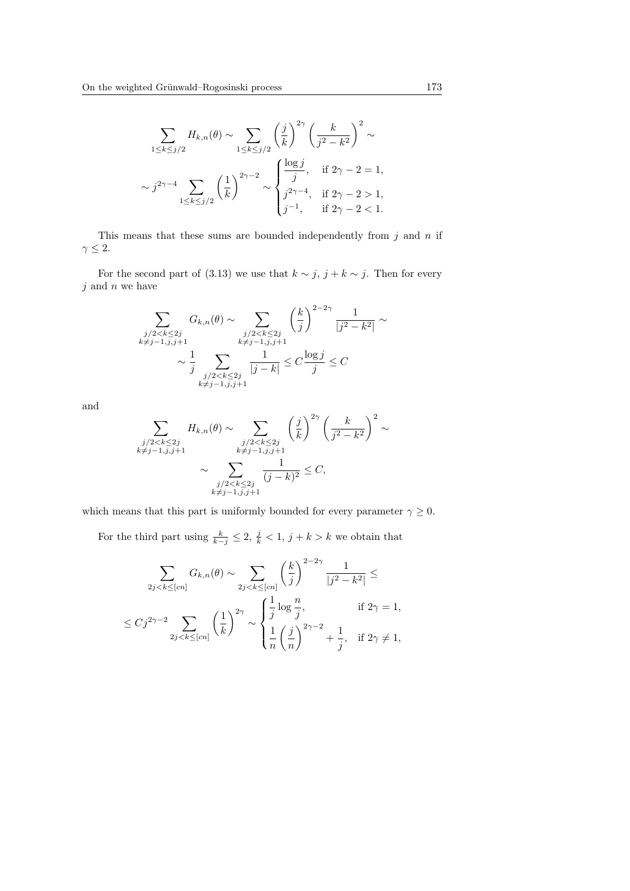$$\sum_{1\le k\le j/2} H_{k,n}(\theta) \sim \sum_{1\le k\le j/2} \left(\frac{j}{k}\right)^{2\gamma} \left(\frac{k}{j^2-k^2}\right)^2 \sim$$

$$\sim j^{2\gamma-4} \sum_{1\le k\le j/2} \left(\frac{1}{k}\right)^{2\gamma-2} \sim \begin{cases} \dfrac{\log j}{j}, & \text{if } 2\gamma-2=1, \\ j^{2\gamma-4}, & \text{if } 2\gamma-2>1, \\ j^{-1}, & \text{if } 2\gamma-2<1. \end{cases}$$

This means that these sums are bounded independently from $j$ and $n$ if $\gamma \le 2$.

For the second part of (3.13) we use that $k \sim j$, $j+k \sim j$. Then for every $j$ and $n$ we have

$$\sum_{\substack{j/2<k\le 2j \\ k\ne j-1,j,j+1}} G_{k,n}(\theta) \sim \sum_{\substack{j/2<k\le 2j \\ k\ne j-1,j,j+1}} \left(\frac{k}{j}\right)^{2-2\gamma} \frac{1}{|j^2-k^2|} \sim$$

$$\sim \frac{1}{j} \sum_{\substack{j/2<k\le 2j \\ k\ne j-1,j,j+1}} \frac{1}{|j-k|} \le C\frac{\log j}{j} \le C$$

and

$$\sum_{\substack{j/2<k\le 2j \\ k\ne j-1,j,j+1}} H_{k,n}(\theta) \sim \sum_{\substack{j/2<k\le 2j \\ k\ne j-1,j,j+1}} \left(\frac{j}{k}\right)^{2\gamma} \left(\frac{k}{j^2-k^2}\right)^2 \sim$$

$$\sim \sum_{\substack{j/2<k\le 2j \\ k\ne j-1,j,j+1}} \frac{1}{(j-k)^2} \le C,$$

which means that this part is uniformly bounded for every parameter $\gamma \ge 0$.

For the third part using $\frac{k}{k-j} \le 2$, $\frac{j}{k} < 1$, $j+k > k$ we obtain that

$$\sum_{2j<k\le [cn]} G_{k,n}(\theta) \sim \sum_{2j<k\le [cn]} \left(\frac{k}{j}\right)^{2-2\gamma} \frac{1}{|j^2-k^2|} \le$$

$$\le Cj^{2\gamma-2} \sum_{2j<k\le [cn]} \left(\frac{1}{k}\right)^{2\gamma} \sim \begin{cases} \dfrac{1}{j}\log\dfrac{n}{j}, & \text{if } 2\gamma=1, \\ \dfrac{1}{n}\left(\dfrac{j}{n}\right)^{2\gamma-2} + \dfrac{1}{j}, & \text{if } 2\gamma\ne 1, \end{cases}$$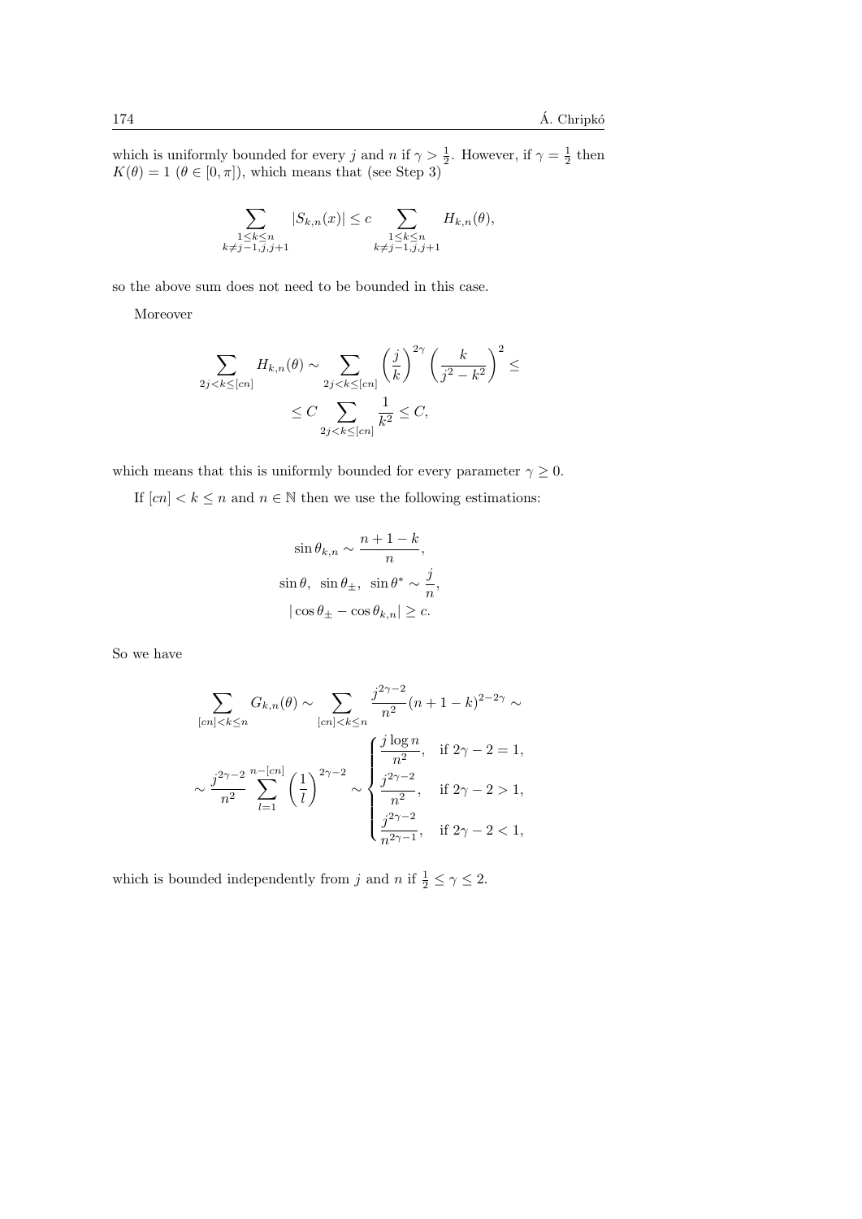which is uniformly bounded for every $j$ and $n$ if $\gamma > \frac{1}{2}$. However, if $\gamma = \frac{1}{2}$ then $K(\theta) = 1$ ($\theta \in [0, \pi]$), which means that (see Step 3)

$$\sum_{\substack{1 \le k \le n \\ k \ne j-1, j, j+1}} |S_{k,n}(x)| \le c \sum_{\substack{1 \le k \le n \\ k \ne j-1, j, j+1}} H_{k,n}(\theta),$$

so the above sum does not need to be bounded in this case.

Moreover

$$\sum_{2j < k \le [cn]} H_{k,n}(\theta) \sim \sum_{2j < k \le [cn]} \left(\frac{j}{k}\right)^{2\gamma} \left(\frac{k}{j^2 - k^2}\right)^2 \le$$

$$\le C \sum_{2j < k \le [cn]} \frac{1}{k^2} \le C,$$

which means that this is uniformly bounded for every parameter $\gamma \ge 0$.

If $[cn] < k \le n$ and $n \in \mathbb{N}$ then we use the following estimations:

$$\sin \theta_{k,n} \sim \frac{n+1-k}{n},$$

$$\sin \theta, \ \sin \theta_{\pm}, \ \sin \theta^* \sim \frac{j}{n},$$

$$|\cos \theta_{\pm} - \cos \theta_{k,n}| \ge c.$$

So we have

$$\sum_{[cn] < k \le n} G_{k,n}(\theta) \sim \sum_{[cn] < k \le n} \frac{j^{2\gamma - 2}}{n^2} (n+1-k)^{2 - 2\gamma} \sim$$

$$\sim \frac{j^{2\gamma-2}}{n^2} \sum_{l=1}^{n-[cn]} \left(\frac{1}{l}\right)^{2\gamma - 2} \sim \begin{cases} \dfrac{j \log n}{n^2}, & \text{if } 2\gamma - 2 = 1, \\ \dfrac{j^{2\gamma-2}}{n^2}, & \text{if } 2\gamma - 2 > 1, \\ \dfrac{j^{2\gamma-2}}{n^{2\gamma-1}}, & \text{if } 2\gamma - 2 < 1, \end{cases}$$

which is bounded independently from $j$ and $n$ if $\frac{1}{2} \le \gamma \le 2$.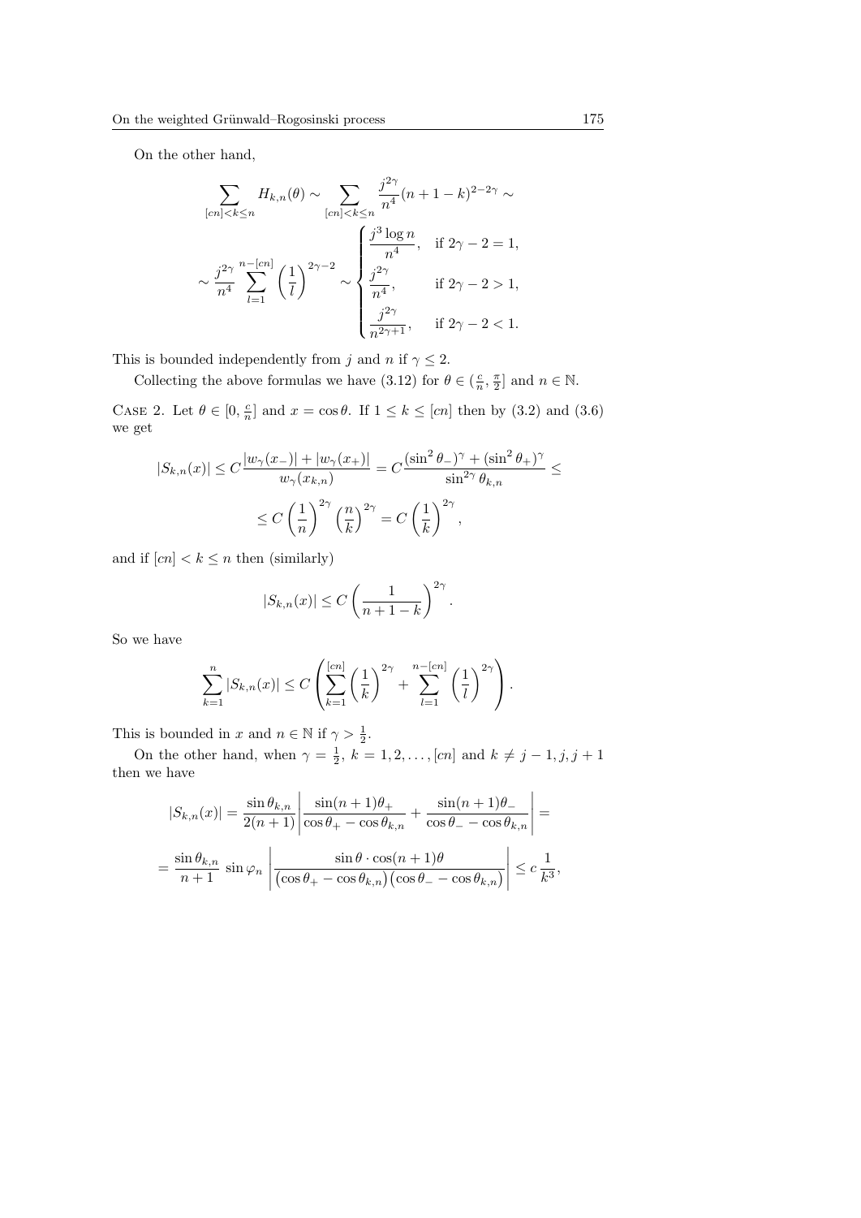On the other hand,

$$\sum_{[cn]<k\le n} H_{k,n}(\theta) \sim \sum_{[cn]<k\le n} \frac{j^{2\gamma}}{n^4}(n+1-k)^{2-2\gamma} \sim$$

$$\sim \frac{j^{2\gamma}}{n^4} \sum_{l=1}^{n-[cn]} \left(\frac{1}{l}\right)^{2\gamma-2} \sim \begin{cases} \dfrac{j^3 \log n}{n^4}, & \text{if } 2\gamma-2=1, \\ \dfrac{j^{2\gamma}}{n^4}, & \text{if } 2\gamma-2>1, \\ \dfrac{j^{2\gamma}}{n^{2\gamma+1}}, & \text{if } 2\gamma-2<1. \end{cases}$$

This is bounded independently from $j$ and $n$ if $\gamma \le 2$.

Collecting the above formulas we have (3.12) for $\theta \in (\frac{c}{n}, \frac{\pi}{2}]$ and $n \in \mathbb{N}$.

Case 2. Let $\theta \in [0, \frac{c}{n}]$ and $x = \cos\theta$. If $1 \le k \le [cn]$ then by (3.2) and (3.6) we get

$$|S_{k,n}(x)| \le C \frac{|w_\gamma(x_-)| + |w_\gamma(x_+)|}{w_\gamma(x_{k,n})} = C \frac{(\sin^2\theta_-)^\gamma + (\sin^2\theta_+)^\gamma}{\sin^{2\gamma}\theta_{k,n}} \le$$

$$\le C \left(\frac{1}{n}\right)^{2\gamma} \left(\frac{n}{k}\right)^{2\gamma} = C \left(\frac{1}{k}\right)^{2\gamma},$$

and if $[cn] < k \le n$ then (similarly)

$$|S_{k,n}(x)| \le C \left(\frac{1}{n+1-k}\right)^{2\gamma}.$$

So we have

$$\sum_{k=1}^{n} |S_{k,n}(x)| \le C \left( \sum_{k=1}^{[cn]} \left(\frac{1}{k}\right)^{2\gamma} + \sum_{l=1}^{n-[cn]} \left(\frac{1}{l}\right)^{2\gamma} \right).$$

This is bounded in $x$ and $n \in \mathbb{N}$ if $\gamma > \frac{1}{2}$.

On the other hand, when $\gamma = \frac{1}{2}$, $k = 1, 2, \ldots, [cn]$ and $k \ne j-1, j, j+1$ then we have

$$|S_{k,n}(x)| = \frac{\sin\theta_{k,n}}{2(n+1)} \left| \frac{\sin(n+1)\theta_+}{\cos\theta_+ - \cos\theta_{k,n}} + \frac{\sin(n+1)\theta_-}{\cos\theta_- - \cos\theta_{k,n}} \right| =$$

$$= \frac{\sin\theta_{k,n}}{n+1} \sin\varphi_n \left| \frac{\sin\theta \cdot \cos(n+1)\theta}{\big(\cos\theta_+ - \cos\theta_{k,n}\big)\big(\cos\theta_- - \cos\theta_{k,n}\big)} \right| \le c\, \frac{1}{k^3},$$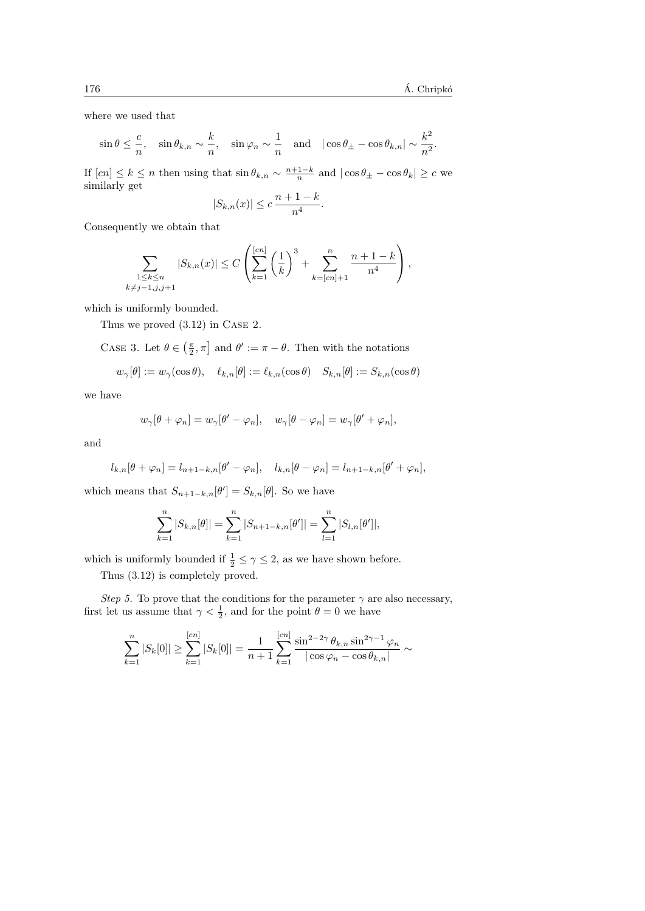where we used that

$$\sin\theta \le \frac{c}{n}, \quad \sin\theta_{k,n} \sim \frac{k}{n}, \quad \sin\varphi_n \sim \frac{1}{n} \quad \text{and} \quad |\cos\theta_\pm - \cos\theta_{k,n}| \sim \frac{k^2}{n^2}.$$

If $[cn] \le k \le n$ then using that $\sin\theta_{k,n} \sim \frac{n+1-k}{n}$ and $|\cos\theta_\pm - \cos\theta_k| \ge c$ we similarly get

$$|S_{k,n}(x)| \le c\,\frac{n+1-k}{n^4}.$$

Consequently we obtain that

$$\sum_{\substack{1\le k\le n\\ k\ne j-1,j,j+1}} |S_{k,n}(x)| \le C\left(\sum_{k=1}^{[cn]}\left(\frac{1}{k}\right)^3 + \sum_{k=[cn]+1}^{n}\frac{n+1-k}{n^4}\right),$$

which is uniformly bounded.

Thus we proved (3.12) in Case 2.

Case 3. Let $\theta \in \left(\frac{\pi}{2}, \pi\right]$ and $\theta' := \pi - \theta$. Then with the notations

$$w_\gamma[\theta] := w_\gamma(\cos\theta), \quad \ell_{k,n}[\theta] := \ell_{k,n}(\cos\theta) \quad S_{k,n}[\theta] := S_{k,n}(\cos\theta)$$

we have

$$w_\gamma[\theta + \varphi_n] = w_\gamma[\theta' - \varphi_n], \quad w_\gamma[\theta - \varphi_n] = w_\gamma[\theta' + \varphi_n],$$

and

$$l_{k,n}[\theta + \varphi_n] = l_{n+1-k,n}[\theta' - \varphi_n], \quad l_{k,n}[\theta - \varphi_n] = l_{n+1-k,n}[\theta' + \varphi_n],$$

which means that $S_{n+1-k,n}[\theta'] = S_{k,n}[\theta]$. So we have

$$\sum_{k=1}^{n}|S_{k,n}[\theta]| = \sum_{k=1}^{n}|S_{n+1-k,n}[\theta']| = \sum_{l=1}^{n}|S_{l,n}[\theta']|,$$

which is uniformly bounded if $\frac{1}{2} \le \gamma \le 2$, as we have shown before.

Thus (3.12) is completely proved.

*Step 5.* To prove that the conditions for the parameter $\gamma$ are also necessary, first let us assume that $\gamma < \frac{1}{2}$, and for the point $\theta = 0$ we have

$$\sum_{k=1}^{n}|S_k[0]| \ge \sum_{k=1}^{[cn]}|S_k[0]| = \frac{1}{n+1}\sum_{k=1}^{[cn]}\frac{\sin^{2-2\gamma}\theta_{k,n}\sin^{2\gamma-1}\varphi_n}{|\cos\varphi_n - \cos\theta_{k,n}|} \sim$$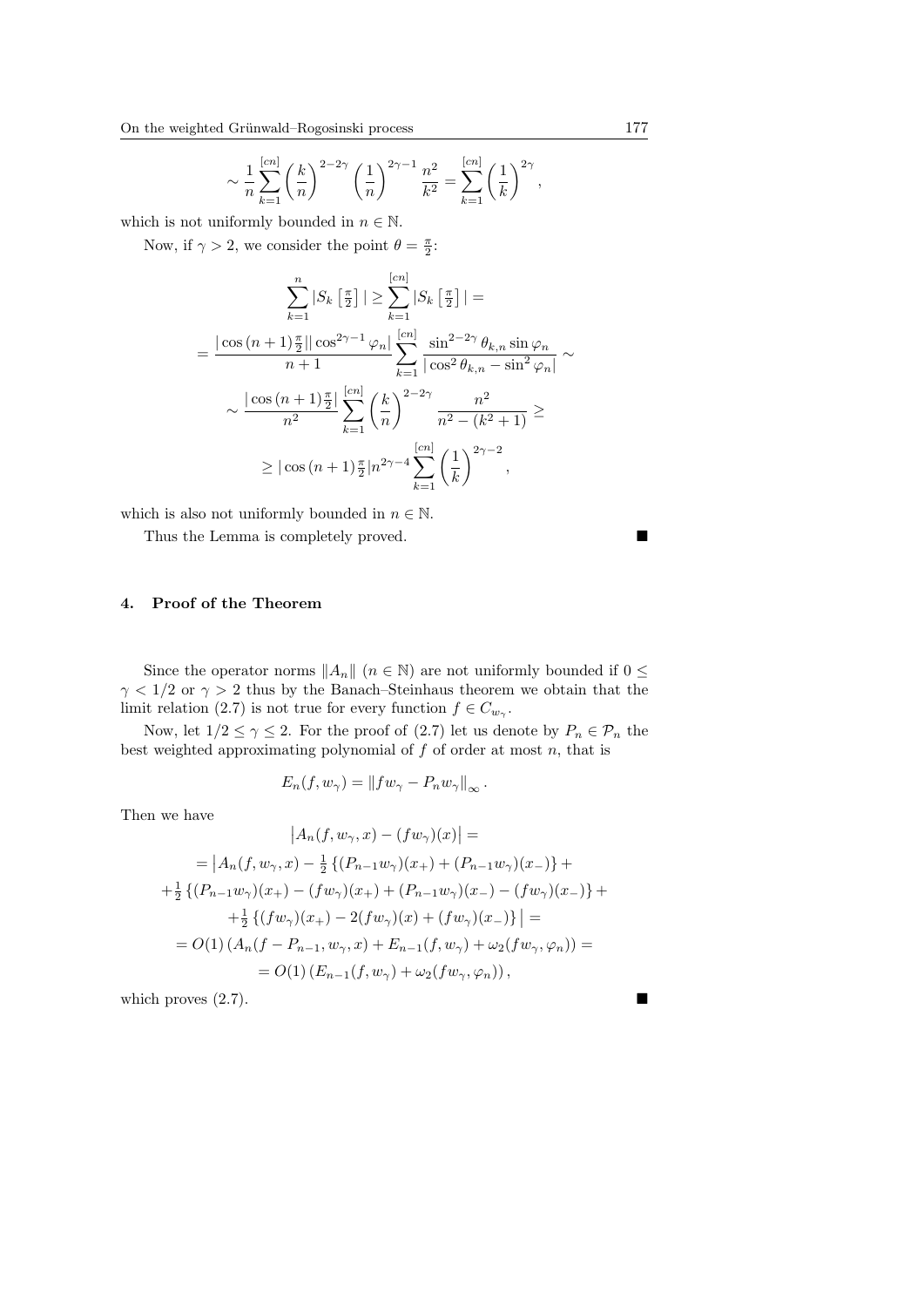$$\sim \frac{1}{n}\sum_{k=1}^{[cn]}\left(\frac{k}{n}\right)^{2-2\gamma}\left(\frac{1}{n}\right)^{2\gamma-1}\frac{n^2}{k^2}=\sum_{k=1}^{[cn]}\left(\frac{1}{k}\right)^{2\gamma},$$

which is not uniformly bounded in $n\in\mathbb{N}$.

Now, if $\gamma>2$, we consider the point $\theta=\frac{\pi}{2}$:

$$\sum_{k=1}^{n}\left|S_k\left[\tfrac{\pi}{2}\right]\right|\geq\sum_{k=1}^{[cn]}\left|S_k\left[\tfrac{\pi}{2}\right]\right|=$$

$$=\frac{|\cos{(n+1)\frac{\pi}{2}}||\cos^{2\gamma-1}\varphi_n|}{n+1}\sum_{k=1}^{[cn]}\frac{\sin^{2-2\gamma}\theta_{k,n}\sin\varphi_n}{|\cos^2\theta_{k,n}-\sin^2\varphi_n|}\sim$$

$$\sim\frac{|\cos{(n+1)\frac{\pi}{2}}|}{n^2}\sum_{k=1}^{[cn]}\left(\frac{k}{n}\right)^{2-2\gamma}\frac{n^2}{n^2-(k^2+1)}\geq$$

$$\geq|\cos{(n+1)\tfrac{\pi}{2}}|n^{2\gamma-4}\sum_{k=1}^{[cn]}\left(\frac{1}{k}\right)^{2\gamma-2},$$

which is also not uniformly bounded in $n\in\mathbb{N}$.

Thus the Lemma is completely proved. ∎

## 4. Proof of the Theorem

Since the operator norms $\|A_n\|$ $(n\in\mathbb{N})$ are not uniformly bounded if $0\leq\gamma<1/2$ or $\gamma>2$ thus by the Banach–Steinhaus theorem we obtain that the limit relation (2.7) is not true for every function $f\in C_{w_\gamma}$.

Now, let $1/2\leq\gamma\leq 2$. For the proof of (2.7) let us denote by $P_n\in\mathcal{P}_n$ the best weighted approximating polynomial of $f$ of order at most $n$, that is

$$E_n(f,w_\gamma)=\|fw_\gamma-P_nw_\gamma\|_\infty\,.$$

Then we have

$$\begin{aligned}
&\left|A_n(f,w_\gamma,x)-(fw_\gamma)(x)\right|=\\
&=\left|A_n(f,w_\gamma,x)-\tfrac{1}{2}\left\{(P_{n-1}w_\gamma)(x_+)+(P_{n-1}w_\gamma)(x_-)\right\}+\right.\\
&+\tfrac{1}{2}\left\{(P_{n-1}w_\gamma)(x_+)-(fw_\gamma)(x_+)+(P_{n-1}w_\gamma)(x_-)-(fw_\gamma)(x_-)\right\}+\\
&\left.+\tfrac{1}{2}\left\{(fw_\gamma)(x_+)-2(fw_\gamma)(x)+(fw_\gamma)(x_-)\right\}\right|=\\
&=O(1)\left(A_n(f-P_{n-1},w_\gamma,x)+E_{n-1}(f,w_\gamma)+\omega_2(fw_\gamma,\varphi_n)\right)=\\
&=O(1)\left(E_{n-1}(f,w_\gamma)+\omega_2(fw_\gamma,\varphi_n)\right),
\end{aligned}$$

which proves (2.7). ∎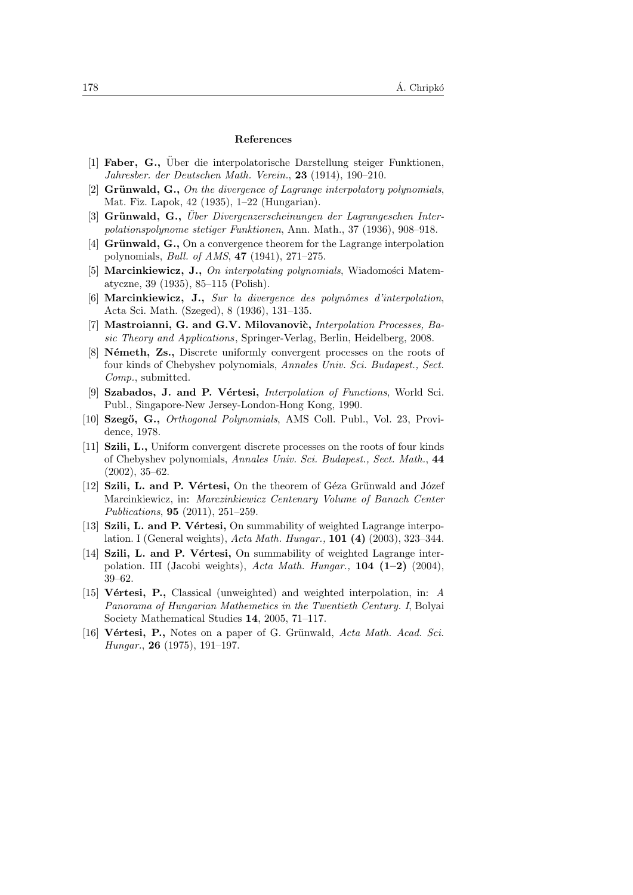## References

[1] **Faber, G.,** Über die interpolatorische Darstellung steiger Funktionen, *Jahresber. der Deutschen Math. Verein.*, **23** (1914), 190–210.

[2] **Grünwald, G.,** *On the divergence of Lagrange interpolatory polynomials*, Mat. Fiz. Lapok, 42 (1935), 1–22 (Hungarian).

[3] **Grünwald, G.,** *Über Divergenzerscheinungen der Lagrangeschen Interpolationspolynome stetiger Funktionen*, Ann. Math., 37 (1936), 908–918.

[4] **Grünwald, G.,** On a convergence theorem for the Lagrange interpolation polynomials, *Bull. of AMS*, **47** (1941), 271–275.

[5] **Marcinkiewicz, J.,** *On interpolating polynomials*, Wiadomości Matematyczne, 39 (1935), 85–115 (Polish).

[6] **Marcinkiewicz, J.,** *Sur la divergence des polynômes d'interpolation*, Acta Sci. Math. (Szeged), 8 (1936), 131–135.

[7] **Mastroianni, G. and G.V. Milovanoviċ,** *Interpolation Processes, Basic Theory and Applications*, Springer-Verlag, Berlin, Heidelberg, 2008.

[8] **Németh, Zs.,** Discrete uniformly convergent processes on the roots of four kinds of Chebyshev polynomials, *Annales Univ. Sci. Budapest., Sect. Comp.*, submitted.

[9] **Szabados, J. and P. Vértesi,** *Interpolation of Functions*, World Sci. Publ., Singapore-New Jersey-London-Hong Kong, 1990.

[10] **Szegő, G.,** *Orthogonal Polynomials*, AMS Coll. Publ., Vol. 23, Providence, 1978.

[11] **Szili, L.,** Uniform convergent discrete processes on the roots of four kinds of Chebyshev polynomials, *Annales Univ. Sci. Budapest., Sect. Math.*, **44** (2002), 35–62.

[12] **Szili, L. and P. Vértesi,** On the theorem of Géza Grünwald and Józef Marcinkiewicz, in: *Marczinkiewicz Centenary Volume of Banach Center Publications*, **95** (2011), 251–259.

[13] **Szili, L. and P. Vértesi,** On summability of weighted Lagrange interpolation. I (General weights), *Acta Math. Hungar.,* **101 (4)** (2003), 323–344.

[14] **Szili, L. and P. Vértesi,** On summability of weighted Lagrange interpolation. III (Jacobi weights), *Acta Math. Hungar.,* **104 (1–2)** (2004), 39–62.

[15] **Vértesi, P.,** Classical (unweighted) and weighted interpolation, in: *A Panorama of Hungarian Mathemetics in the Twentieth Century. I*, Bolyai Society Mathematical Studies **14**, 2005, 71–117.

[16] **Vértesi, P.,** Notes on a paper of G. Grünwald, *Acta Math. Acad. Sci. Hungar.*, **26** (1975), 191–197.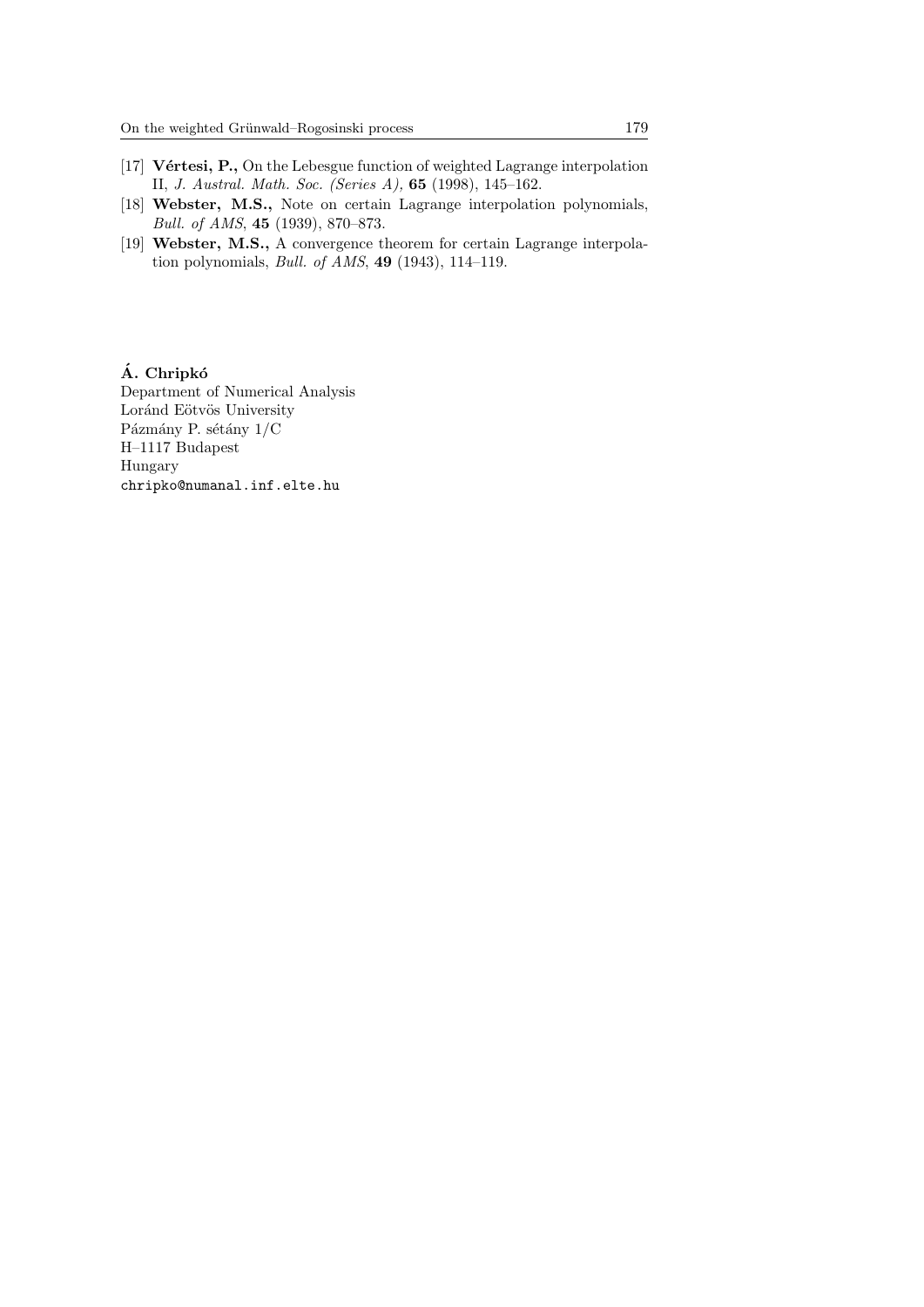[17] **Vértesi, P.,** On the Lebesgue function of weighted Lagrange interpolation II, *J. Austral. Math. Soc. (Series A),* **65** (1998), 145–162.

[18] **Webster, M.S.,** Note on certain Lagrange interpolation polynomials, *Bull. of AMS*, **45** (1939), 870–873.

[19] **Webster, M.S.,** A convergence theorem for certain Lagrange interpolation polynomials, *Bull. of AMS*, **49** (1943), 114–119.

**Á. Chripkó**
Department of Numerical Analysis
Loránd Eötvös University
Pázmány P. sétány 1/C
H–1117 Budapest
Hungary
chripko@numanal.inf.elte.hu